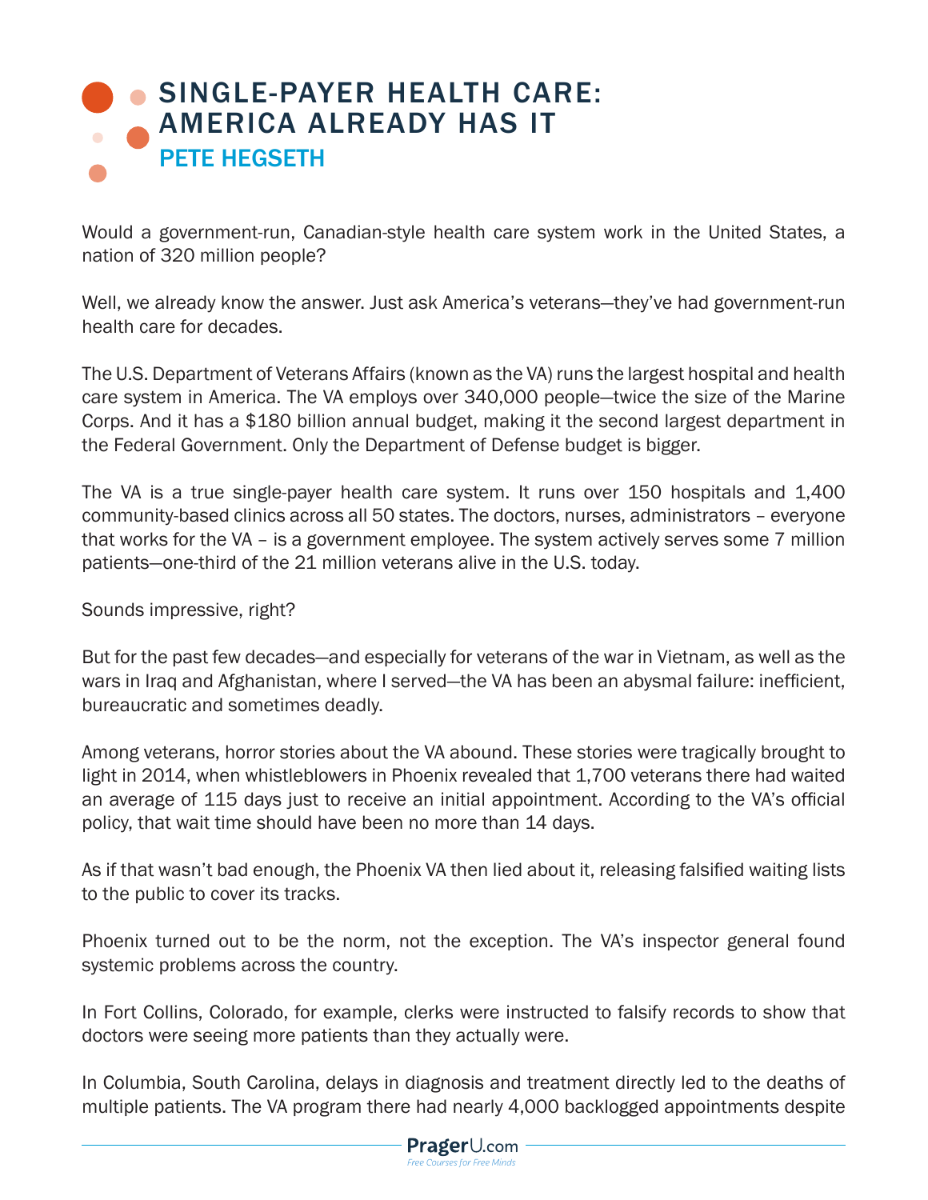# SINGLE-PAYER HEALTH CARE: AMERICA ALREADY HAS IT

## PETE HEGSETH

Would a government-run, Canadian-style health care system work in the United States, a nation of 320 million people?

Well, we already know the answer. Just ask America's veterans—they've had government-run health care for decades.

The U.S. Department of Veterans Affairs (known as the VA) runs the largest hospital and health care system in America. The VA employs over 340,000 people—twice the size of the Marine Corps. And it has a $180 billion annual budget, making it the second largest department in the Federal Government. Only the Department of Defense budget is bigger.

The VA is a true single-payer health care system. It runs over 150 hospitals and 1,400 community-based clinics across all 50 states. The doctors, nurses, administrators – everyone that works for the VA – is a government employee. The system actively serves some 7 million patients—one-third of the 21 million veterans alive in the U.S. today.

Sounds impressive, right?

But for the past few decades—and especially for veterans of the war in Vietnam, as well as the wars in Iraq and Afghanistan, where I served—the VA has been an abysmal failure: inefficient, bureaucratic and sometimes deadly.

Among veterans, horror stories about the VA abound. These stories were tragically brought to light in 2014, when whistleblowers in Phoenix revealed that 1,700 veterans there had waited an average of 115 days just to receive an initial appointment. According to the VA's official policy, that wait time should have been no more than 14 days.

As if that wasn't bad enough, the Phoenix VA then lied about it, releasing falsified waiting lists to the public to cover its tracks.

Phoenix turned out to be the norm, not the exception. The VA's inspector general found systemic problems across the country.

In Fort Collins, Colorado, for example, clerks were instructed to falsify records to show that doctors were seeing more patients than they actually were.

In Columbia, South Carolina, delays in diagnosis and treatment directly led to the deaths of multiple patients. The VA program there had nearly 4,000 backlogged appointments despite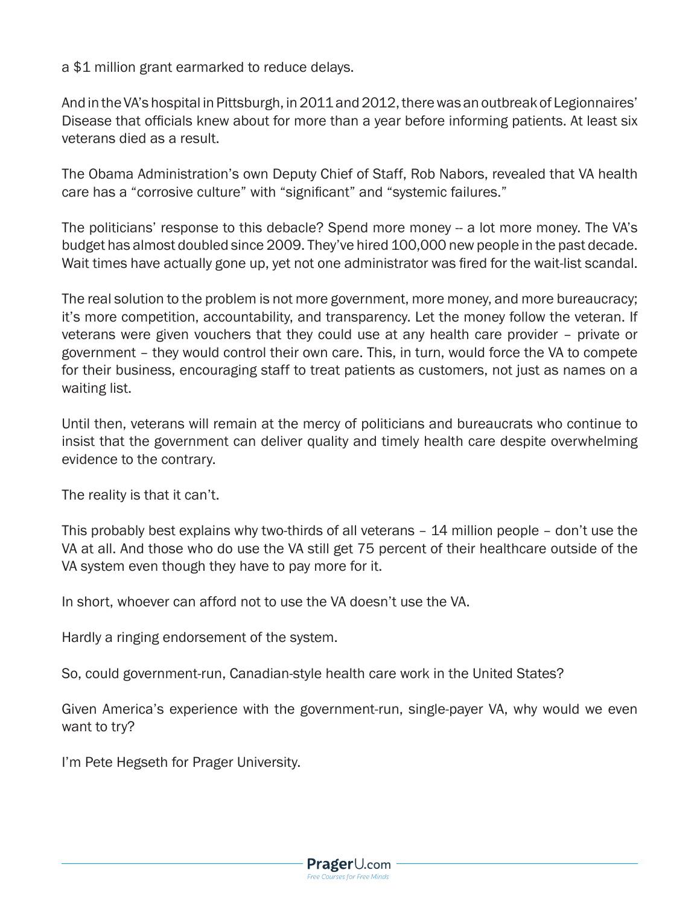a $1 million grant earmarked to reduce delays.

And in the VA's hospital in Pittsburgh, in 2011 and 2012, there was an outbreak of Legionnaires' Disease that officials knew about for more than a year before informing patients. At least six veterans died as a result.

The Obama Administration's own Deputy Chief of Staff, Rob Nabors, revealed that VA health care has a "corrosive culture" with "significant" and "systemic failures."

The politicians' response to this debacle? Spend more money -- a lot more money. The VA's budget has almost doubled since 2009. They've hired 100,000 new people in the past decade. Wait times have actually gone up, yet not one administrator was fired for the wait-list scandal.

The real solution to the problem is not more government, more money, and more bureaucracy; it's more competition, accountability, and transparency. Let the money follow the veteran. If veterans were given vouchers that they could use at any health care provider – private or government – they would control their own care. This, in turn, would force the VA to compete for their business, encouraging staff to treat patients as customers, not just as names on a waiting list.

Until then, veterans will remain at the mercy of politicians and bureaucrats who continue to insist that the government can deliver quality and timely health care despite overwhelming evidence to the contrary.

The reality is that it can't.

This probably best explains why two-thirds of all veterans – 14 million people – don't use the VA at all. And those who do use the VA still get 75 percent of their healthcare outside of the VA system even though they have to pay more for it.

In short, whoever can afford not to use the VA doesn't use the VA.

Hardly a ringing endorsement of the system.

So, could government-run, Canadian-style health care work in the United States?

Given America's experience with the government-run, single-payer VA, why would we even want to try?

I'm Pete Hegseth for Prager University.